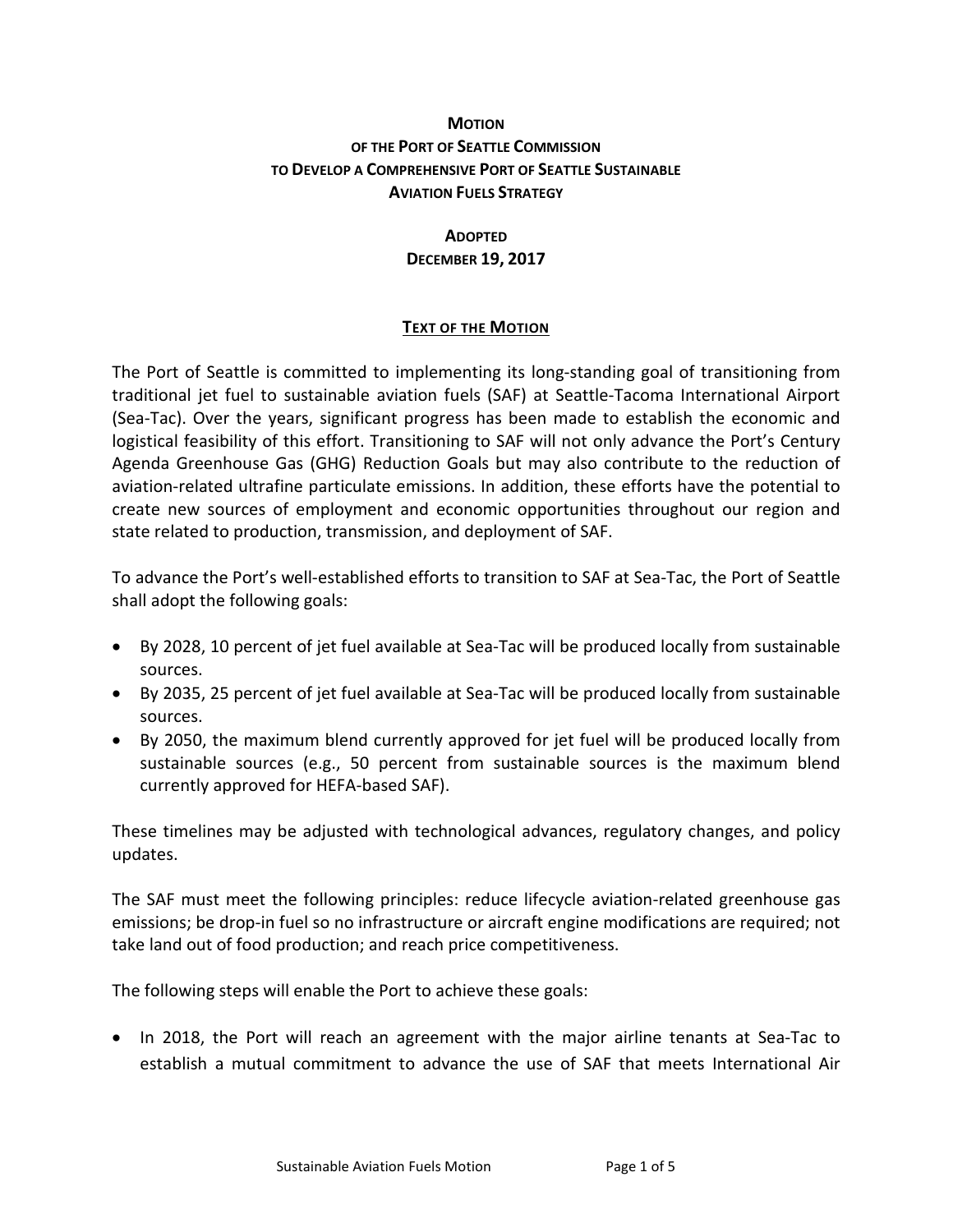# MOTION OF THE PORT OF SEATTLE COMMISSION TO DEVELOP A COMPREHENSIVE PORT OF SEATTLE SUSTAINABLE AVIATION FUELS STRATEGY

## ADOPTED DECEMBER 19, 2017

### TEXT OF THE MOTION

The Port of Seattle is committed to implementing its long-standing goal of transitioning from traditional jet fuel to sustainable aviation fuels (SAF) at Seattle-Tacoma International Airport (Sea-Tac). Over the years, significant progress has been made to establish the economic and logistical feasibility of this effort. Transitioning to SAF will not only advance the Port's Century Agenda Greenhouse Gas (GHG) Reduction Goals but may also contribute to the reduction of aviation-related ultrafine particulate emissions. In addition, these efforts have the potential to create new sources of employment and economic opportunities throughout our region and state related to production, transmission, and deployment of SAF.

To advance the Port's well-established efforts to transition to SAF at Sea-Tac, the Port of Seattle shall adopt the following goals:

- By 2028, 10 percent of jet fuel available at Sea-Tac will be produced locally from sustainable sources.
- By 2035, 25 percent of jet fuel available at Sea-Tac will be produced locally from sustainable sources.
- By 2050, the maximum blend currently approved for jet fuel will be produced locally from sustainable sources (e.g., 50 percent from sustainable sources is the maximum blend currently approved for HEFA-based SAF).

These timelines may be adjusted with technological advances, regulatory changes, and policy updates.

The SAF must meet the following principles: reduce lifecycle aviation-related greenhouse gas emissions; be drop-in fuel so no infrastructure or aircraft engine modifications are required; not take land out of food production; and reach price competitiveness.

The following steps will enable the Port to achieve these goals:

- In 2018, the Port will reach an agreement with the major airline tenants at Sea-Tac to establish a mutual commitment to advance the use of SAF that meets International Air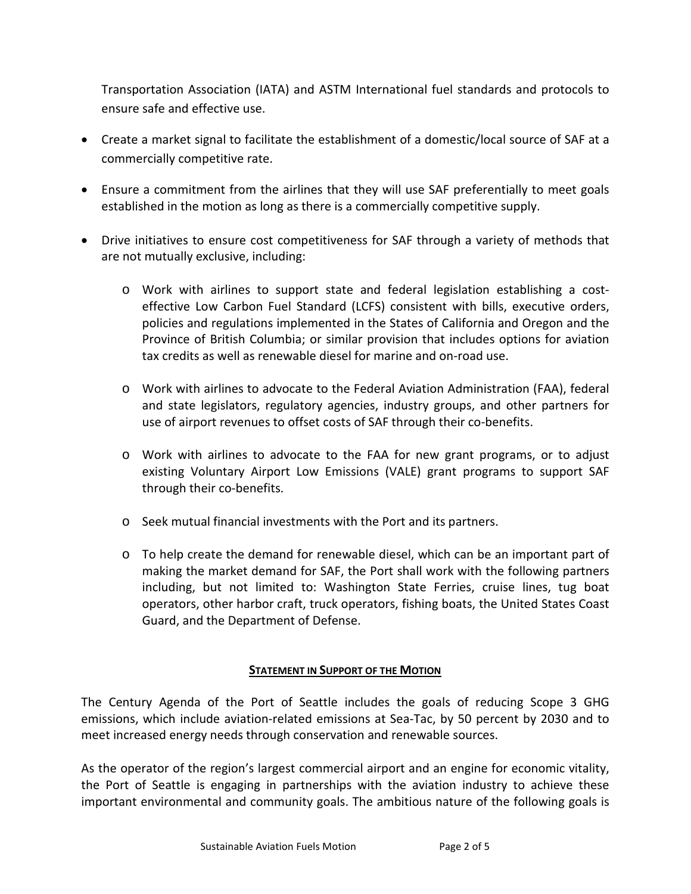Transportation Association (IATA) and ASTM International fuel standards and protocols to ensure safe and effective use.

- Create a market signal to facilitate the establishment of a domestic/local source of SAF at a commercially competitive rate.
- Ensure a commitment from the airlines that they will use SAF preferentially to meet goals established in the motion as long as there is a commercially competitive supply.
- Drive initiatives to ensure cost competitiveness for SAF through a variety of methods that are not mutually exclusive, including:
  - Work with airlines to support state and federal legislation establishing a cost-effective Low Carbon Fuel Standard (LCFS) consistent with bills, executive orders, policies and regulations implemented in the States of California and Oregon and the Province of British Columbia; or similar provision that includes options for aviation tax credits as well as renewable diesel for marine and on-road use.
  - Work with airlines to advocate to the Federal Aviation Administration (FAA), federal and state legislators, regulatory agencies, industry groups, and other partners for use of airport revenues to offset costs of SAF through their co-benefits.
  - Work with airlines to advocate to the FAA for new grant programs, or to adjust existing Voluntary Airport Low Emissions (VALE) grant programs to support SAF through their co-benefits.
  - Seek mutual financial investments with the Port and its partners.
  - To help create the demand for renewable diesel, which can be an important part of making the market demand for SAF, the Port shall work with the following partners including, but not limited to: Washington State Ferries, cruise lines, tug boat operators, other harbor craft, truck operators, fishing boats, the United States Coast Guard, and the Department of Defense.

## <u>Statement in Support of the Motion</u>

The Century Agenda of the Port of Seattle includes the goals of reducing Scope 3 GHG emissions, which include aviation-related emissions at Sea-Tac, by 50 percent by 2030 and to meet increased energy needs through conservation and renewable sources.

As the operator of the region's largest commercial airport and an engine for economic vitality, the Port of Seattle is engaging in partnerships with the aviation industry to achieve these important environmental and community goals. The ambitious nature of the following goals is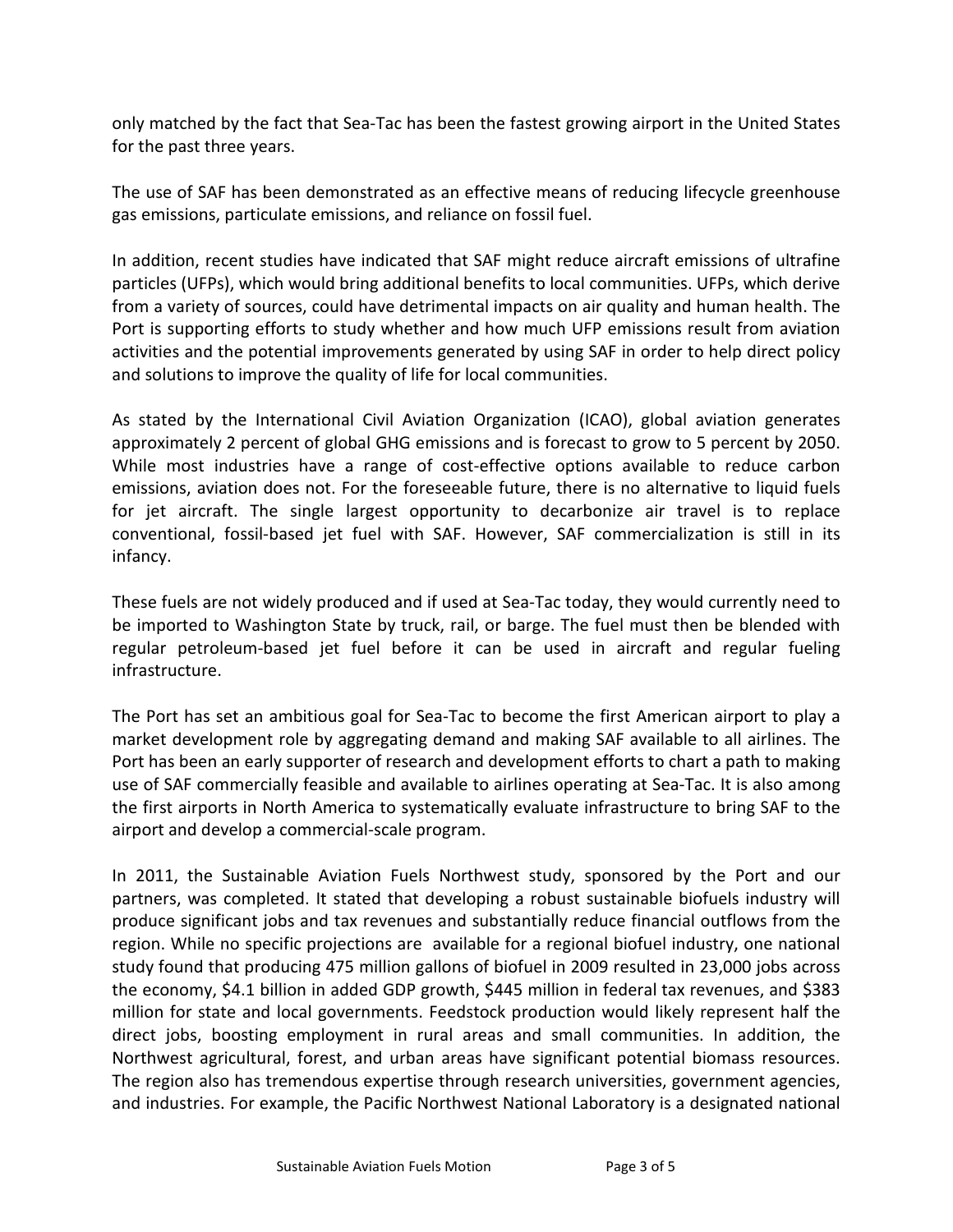only matched by the fact that Sea-Tac has been the fastest growing airport in the United States for the past three years.

The use of SAF has been demonstrated as an effective means of reducing lifecycle greenhouse gas emissions, particulate emissions, and reliance on fossil fuel.

In addition, recent studies have indicated that SAF might reduce aircraft emissions of ultrafine particles (UFPs), which would bring additional benefits to local communities. UFPs, which derive from a variety of sources, could have detrimental impacts on air quality and human health. The Port is supporting efforts to study whether and how much UFP emissions result from aviation activities and the potential improvements generated by using SAF in order to help direct policy and solutions to improve the quality of life for local communities.

As stated by the International Civil Aviation Organization (ICAO), global aviation generates approximately 2 percent of global GHG emissions and is forecast to grow to 5 percent by 2050. While most industries have a range of cost-effective options available to reduce carbon emissions, aviation does not. For the foreseeable future, there is no alternative to liquid fuels for jet aircraft. The single largest opportunity to decarbonize air travel is to replace conventional, fossil-based jet fuel with SAF. However, SAF commercialization is still in its infancy.

These fuels are not widely produced and if used at Sea-Tac today, they would currently need to be imported to Washington State by truck, rail, or barge. The fuel must then be blended with regular petroleum-based jet fuel before it can be used in aircraft and regular fueling infrastructure.

The Port has set an ambitious goal for Sea-Tac to become the first American airport to play a market development role by aggregating demand and making SAF available to all airlines. The Port has been an early supporter of research and development efforts to chart a path to making use of SAF commercially feasible and available to airlines operating at Sea-Tac. It is also among the first airports in North America to systematically evaluate infrastructure to bring SAF to the airport and develop a commercial-scale program.

In 2011, the Sustainable Aviation Fuels Northwest study, sponsored by the Port and our partners, was completed. It stated that developing a robust sustainable biofuels industry will produce significant jobs and tax revenues and substantially reduce financial outflows from the region. While no specific projections are available for a regional biofuel industry, one national study found that producing 475 million gallons of biofuel in 2009 resulted in 23,000 jobs across the economy, $4.1 billion in added GDP growth, $445 million in federal tax revenues, and $383 million for state and local governments. Feedstock production would likely represent half the direct jobs, boosting employment in rural areas and small communities. In addition, the Northwest agricultural, forest, and urban areas have significant potential biomass resources. The region also has tremendous expertise through research universities, government agencies, and industries. For example, the Pacific Northwest National Laboratory is a designated national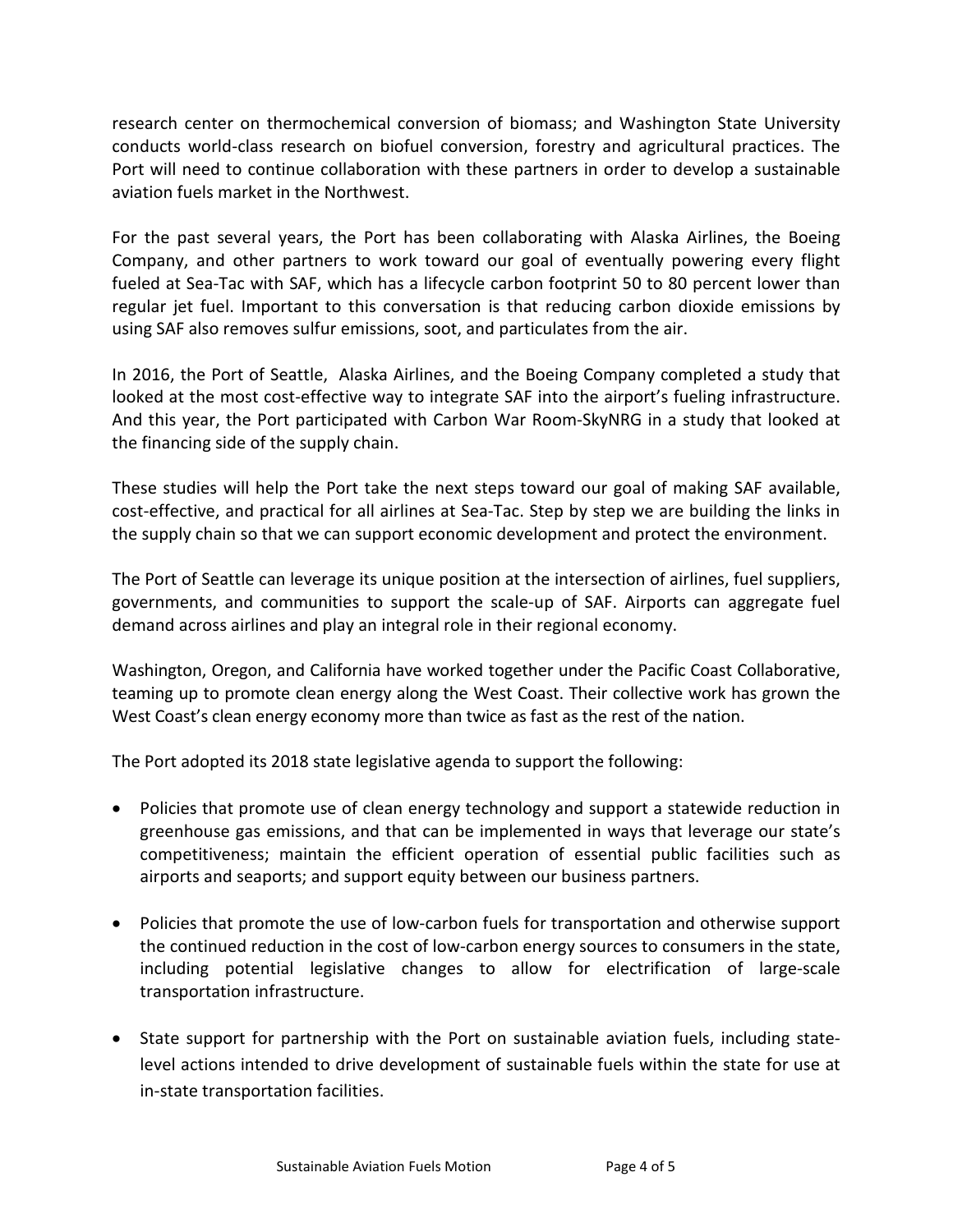research center on thermochemical conversion of biomass; and Washington State University conducts world-class research on biofuel conversion, forestry and agricultural practices. The Port will need to continue collaboration with these partners in order to develop a sustainable aviation fuels market in the Northwest.

For the past several years, the Port has been collaborating with Alaska Airlines, the Boeing Company, and other partners to work toward our goal of eventually powering every flight fueled at Sea-Tac with SAF, which has a lifecycle carbon footprint 50 to 80 percent lower than regular jet fuel. Important to this conversation is that reducing carbon dioxide emissions by using SAF also removes sulfur emissions, soot, and particulates from the air.

In 2016, the Port of Seattle, Alaska Airlines, and the Boeing Company completed a study that looked at the most cost-effective way to integrate SAF into the airport's fueling infrastructure. And this year, the Port participated with Carbon War Room-SkyNRG in a study that looked at the financing side of the supply chain.

These studies will help the Port take the next steps toward our goal of making SAF available, cost-effective, and practical for all airlines at Sea-Tac. Step by step we are building the links in the supply chain so that we can support economic development and protect the environment.

The Port of Seattle can leverage its unique position at the intersection of airlines, fuel suppliers, governments, and communities to support the scale-up of SAF. Airports can aggregate fuel demand across airlines and play an integral role in their regional economy.

Washington, Oregon, and California have worked together under the Pacific Coast Collaborative, teaming up to promote clean energy along the West Coast. Their collective work has grown the West Coast's clean energy economy more than twice as fast as the rest of the nation.

The Port adopted its 2018 state legislative agenda to support the following:

- Policies that promote use of clean energy technology and support a statewide reduction in greenhouse gas emissions, and that can be implemented in ways that leverage our state's competitiveness; maintain the efficient operation of essential public facilities such as airports and seaports; and support equity between our business partners.

- Policies that promote the use of low-carbon fuels for transportation and otherwise support the continued reduction in the cost of low-carbon energy sources to consumers in the state, including potential legislative changes to allow for electrification of large-scale transportation infrastructure.

- State support for partnership with the Port on sustainable aviation fuels, including state-level actions intended to drive development of sustainable fuels within the state for use at in-state transportation facilities.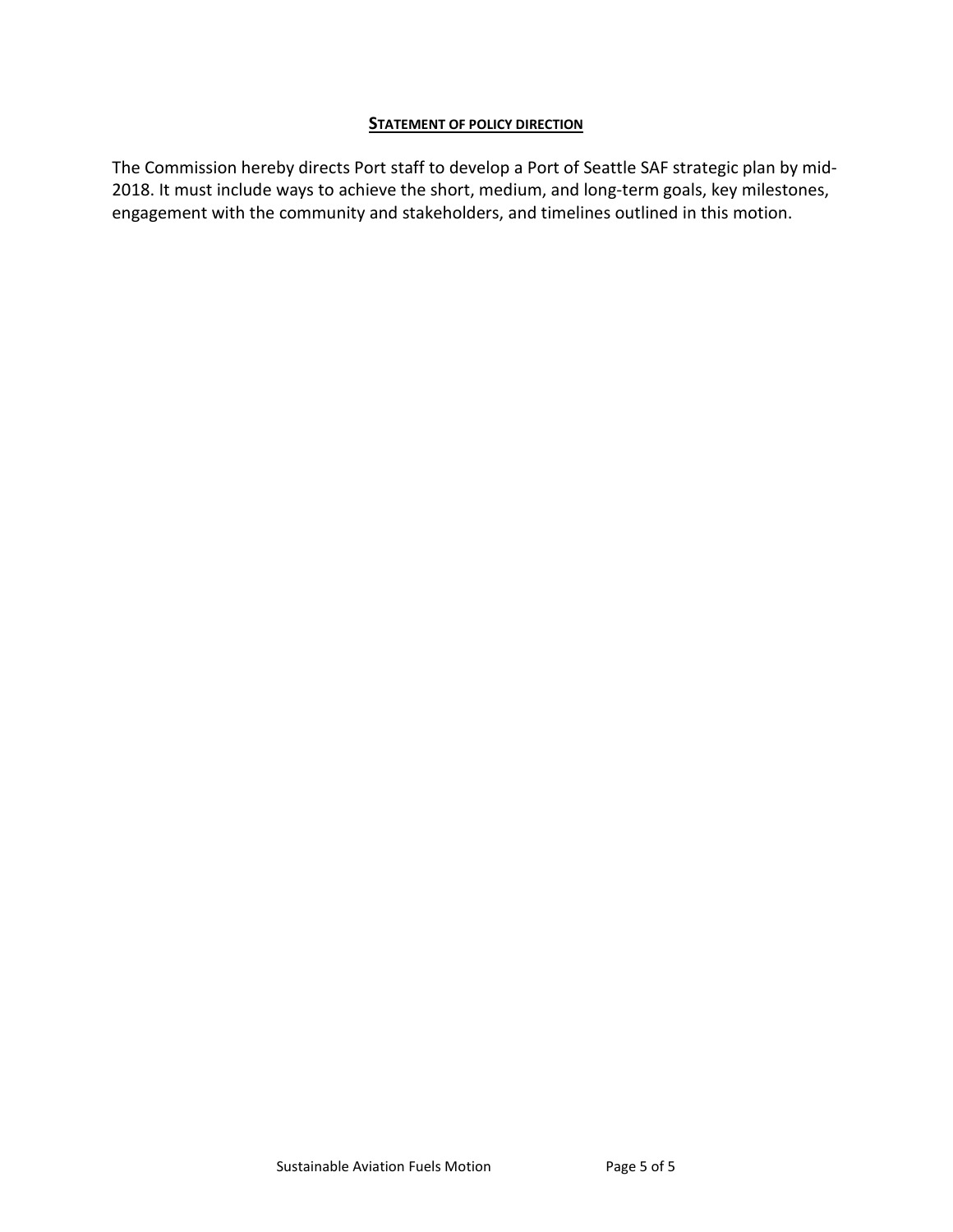## STATEMENT OF POLICY DIRECTION

The Commission hereby directs Port staff to develop a Port of Seattle SAF strategic plan by mid-2018. It must include ways to achieve the short, medium, and long-term goals, key milestones, engagement with the community and stakeholders, and timelines outlined in this motion.